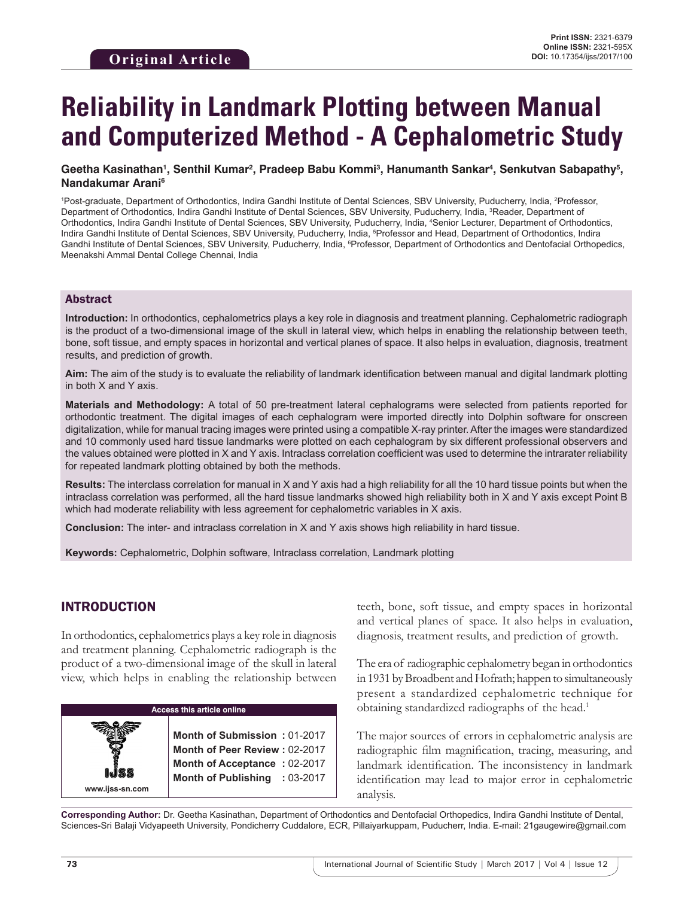Original Article

Print ISSN: 2321-6379
Online ISSN: 2321-595X
DOI: 10.17354/ijss/2017/100

# Reliability in Landmark Plotting between Manual and Computerized Method - A Cephalometric Study

**Geetha Kasinathan[1], Senthil Kumar[2], Pradeep Babu Kommi[3], Hanumanth Sankar[4], Senkutvan Sabapathy[5], Nandakumar Arani[6]**

[1]Post-graduate, Department of Orthodontics, Indira Gandhi Institute of Dental Sciences, SBV University, Puducherry, India, [2]Professor, Department of Orthodontics, Indira Gandhi Institute of Dental Sciences, SBV University, Puducherry, India, [3]Reader, Department of Orthodontics, Indira Gandhi Institute of Dental Sciences, SBV University, Puducherry, India, [4]Senior Lecturer, Department of Orthodontics, Indira Gandhi Institute of Dental Sciences, SBV University, Puducherry, India, [5]Professor and Head, Department of Orthodontics, Indira Gandhi Institute of Dental Sciences, SBV University, Puducherry, India, [6]Professor, Department of Orthodontics and Dentofacial Orthopedics, Meenakshi Ammal Dental College Chennai, India

## Abstract

**Introduction:** In orthodontics, cephalometrics plays a key role in diagnosis and treatment planning. Cephalometric radiograph is the product of a two-dimensional image of the skull in lateral view, which helps in enabling the relationship between teeth, bone, soft tissue, and empty spaces in horizontal and vertical planes of space. It also helps in evaluation, diagnosis, treatment results, and prediction of growth.

**Aim:** The aim of the study is to evaluate the reliability of landmark identification between manual and digital landmark plotting in both X and Y axis.

**Materials and Methodology:** A total of 50 pre-treatment lateral cephalograms were selected from patients reported for orthodontic treatment. The digital images of each cephalogram were imported directly into Dolphin software for onscreen digitalization, while for manual tracing images were printed using a compatible X-ray printer. After the images were standardized and 10 commonly used hard tissue landmarks were plotted on each cephalogram by six different professional observers and the values obtained were plotted in X and Y axis. Intraclass correlation coefficient was used to determine the intrarater reliability for repeated landmark plotting obtained by both the methods.

**Results:** The interclass correlation for manual in X and Y axis had a high reliability for all the 10 hard tissue points but when the intraclass correlation was performed, all the hard tissue landmarks showed high reliability both in X and Y axis except Point B which had moderate reliability with less agreement for cephalometric variables in X axis.

**Conclusion:** The inter- and intraclass correlation in X and Y axis shows high reliability in hard tissue.

**Keywords:** Cephalometric, Dolphin software, Intraclass correlation, Landmark plotting

## INTRODUCTION

In orthodontics, cephalometrics plays a key role in diagnosis and treatment planning. Cephalometric radiograph is the product of a two-dimensional image of the skull in lateral view, which helps in enabling the relationship between teeth, bone, soft tissue, and empty spaces in horizontal and vertical planes of space. It also helps in evaluation, diagnosis, treatment results, and prediction of growth.

The era of radiographic cephalometry began in orthodontics in 1931 by Broadbent and Hofrath; happen to simultaneously present a standardized cephalometric technique for obtaining standardized radiographs of the head.[1]

The major sources of errors in cephalometric analysis are radiographic film magnification, tracing, measuring, and landmark identification. The inconsistency in landmark identification may lead to major error in cephalometric analysis.

| Access this article online | |
|---|---|
| www.ijss-sn.com | **Month of Submission :** 01-2017 |
| | **Month of Peer Review :** 02-2017 |
| | **Month of Acceptance :** 02-2017 |
| | **Month of Publishing :** 03-2017 |

**Corresponding Author:** Dr. Geetha Kasinathan, Department of Orthodontics and Dentofacial Orthopedics, Indira Gandhi Institute of Dental, Sciences-Sri Balaji Vidyapeeth University, Pondicherry Cuddalore, ECR, Pillaiyarkuppam, Puducherr, India. E-mail: 21gaugewire@gmail.com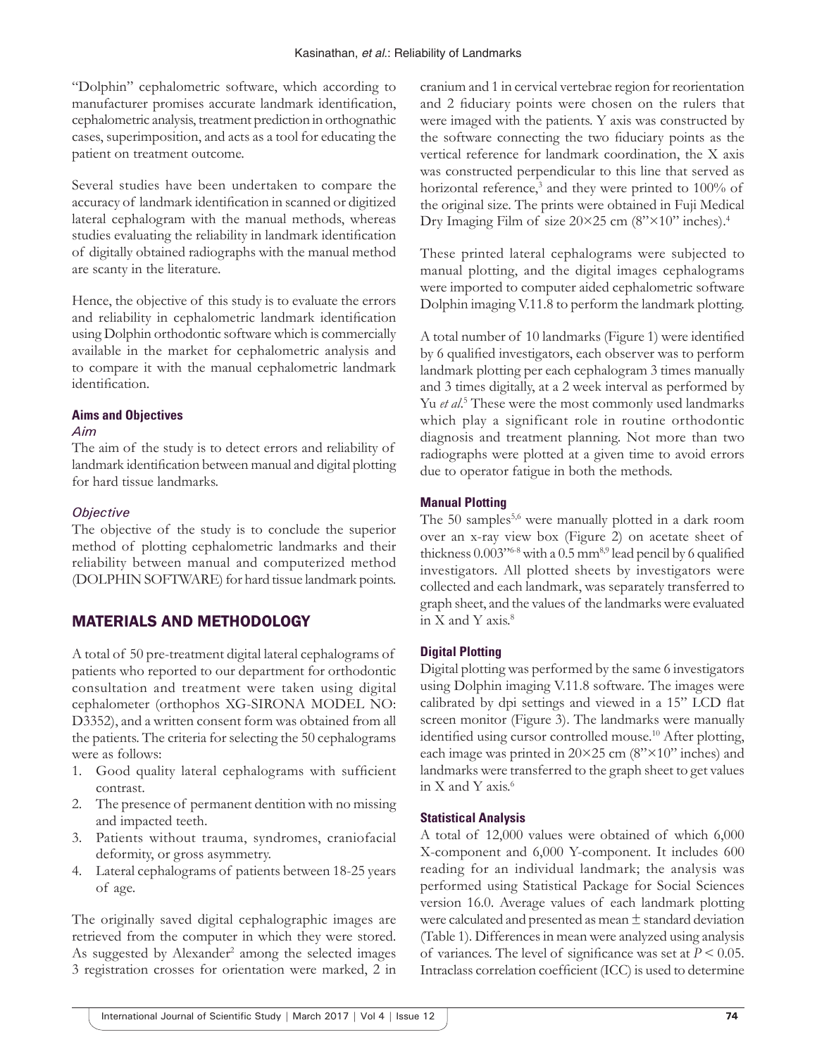"Dolphin" cephalometric software, which according to manufacturer promises accurate landmark identification, cephalometric analysis, treatment prediction in orthognathic cases, superimposition, and acts as a tool for educating the patient on treatment outcome.

Several studies have been undertaken to compare the accuracy of landmark identification in scanned or digitized lateral cephalogram with the manual methods, whereas studies evaluating the reliability in landmark identification of digitally obtained radiographs with the manual method are scanty in the literature.

Hence, the objective of this study is to evaluate the errors and reliability in cephalometric landmark identification using Dolphin orthodontic software which is commercially available in the market for cephalometric analysis and to compare it with the manual cephalometric landmark identification.

### Aims and Objectives

#### *Aim*

The aim of the study is to detect errors and reliability of landmark identification between manual and digital plotting for hard tissue landmarks.

#### *Objective*

The objective of the study is to conclude the superior method of plotting cephalometric landmarks and their reliability between manual and computerized method (DOLPHIN SOFTWARE) for hard tissue landmark points.

## MATERIALS AND METHODOLOGY

A total of 50 pre-treatment digital lateral cephalograms of patients who reported to our department for orthodontic consultation and treatment were taken using digital cephalometer (orthophos XG-SIRONA MODEL NO: D3352), and a written consent form was obtained from all the patients. The criteria for selecting the 50 cephalograms were as follows:

1. Good quality lateral cephalograms with sufficient contrast.
2. The presence of permanent dentition with no missing and impacted teeth.
3. Patients without trauma, syndromes, craniofacial deformity, or gross asymmetry.
4. Lateral cephalograms of patients between 18-25 years of age.

The originally saved digital cephalographic images are retrieved from the computer in which they were stored. As suggested by Alexander[2] among the selected images 3 registration crosses for orientation were marked, 2 in cranium and 1 in cervical vertebrae region for reorientation and 2 fiduciary points were chosen on the rulers that were imaged with the patients. Y axis was constructed by the software connecting the two fiduciary points as the vertical reference for landmark coordination, the X axis was constructed perpendicular to this line that served as horizontal reference,[3] and they were printed to 100% of the original size. The prints were obtained in Fuji Medical Dry Imaging Film of size 20×25 cm (8"×10" inches).[4]

These printed lateral cephalograms were subjected to manual plotting, and the digital images cephalograms were imported to computer aided cephalometric software Dolphin imaging V.11.8 to perform the landmark plotting.

A total number of 10 landmarks (Figure 1) were identified by 6 qualified investigators, each observer was to perform landmark plotting per each cephalogram 3 times manually and 3 times digitally, at a 2 week interval as performed by Yu *et al*.[5] These were the most commonly used landmarks which play a significant role in routine orthodontic diagnosis and treatment planning. Not more than two radiographs were plotted at a given time to avoid errors due to operator fatigue in both the methods.

### Manual Plotting

The 50 samples[5,6] were manually plotted in a dark room over an x-ray view box (Figure 2) on acetate sheet of thickness 0.003"[6-8] with a 0.5 mm[8,9] lead pencil by 6 qualified investigators. All plotted sheets by investigators were collected and each landmark, was separately transferred to graph sheet, and the values of the landmarks were evaluated in X and Y axis.[8]

### Digital Plotting

Digital plotting was performed by the same 6 investigators using Dolphin imaging V.11.8 software. The images were calibrated by dpi settings and viewed in a 15" LCD flat screen monitor (Figure 3). The landmarks were manually identified using cursor controlled mouse.[10] After plotting, each image was printed in 20×25 cm (8"×10" inches) and landmarks were transferred to the graph sheet to get values in X and Y axis.[6]

### Statistical Analysis

A total of 12,000 values were obtained of which 6,000 X-component and 6,000 Y-component. It includes 600 reading for an individual landmark; the analysis was performed using Statistical Package for Social Sciences version 16.0. Average values of each landmark plotting were calculated and presented as mean ± standard deviation (Table 1). Differences in mean were analyzed using analysis of variances. The level of significance was set at $P < 0.05$. Intraclass correlation coefficient (ICC) is used to determine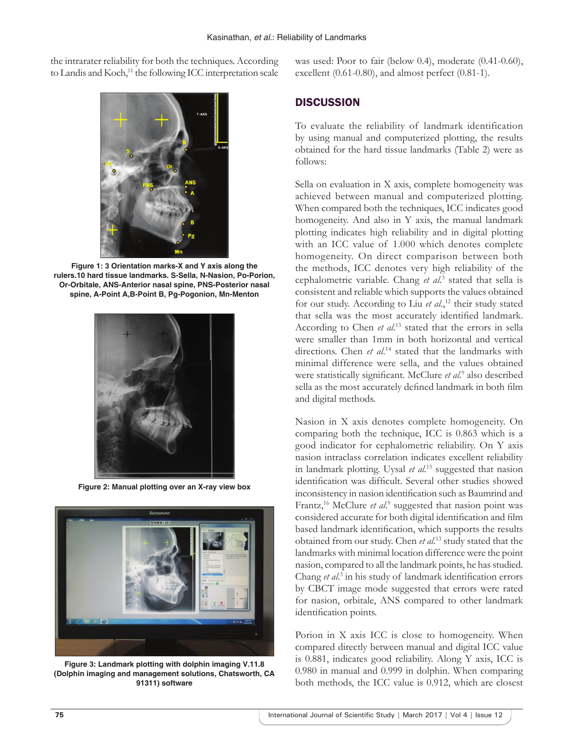the intrarater reliability for both the techniques. According to Landis and Koch,[11] the following ICC interpretation scale was used: Poor to fair (below 0.4), moderate (0.41-0.60), excellent (0.61-0.80), and almost perfect (0.81-1).

**Figure 1: 3 Orientation marks-X and Y axis along the rulers.10 hard tissue landmarks. S-Sella, N-Nasion, Po-Porion, Or-Orbitale, ANS-Anterior nasal spine, PNS-Posterior nasal spine, A-Point A,B-Point B, Pg-Pogonion, Mn-Menton**

**Figure 2: Manual plotting over an X-ray view box**

**Figure 3: Landmark plotting with dolphin imaging V.11.8 (Dolphin imaging and management solutions, Chatsworth, CA 91311) software**

## DISCUSSION

To evaluate the reliability of landmark identification by using manual and computerized plotting, the results obtained for the hard tissue landmarks (Table 2) were as follows:

Sella on evaluation in X axis, complete homogeneity was achieved between manual and computerized plotting. When compared both the techniques, ICC indicates good homogeneity. And also in Y axis, the manual landmark plotting indicates high reliability and in digital plotting with an ICC value of 1.000 which denotes complete homogeneity. On direct comparison between both the methods, ICC denotes very high reliability of the cephalometric variable. Chang *et al.*[3] stated that sella is consistent and reliable which supports the values obtained for our study. According to Liu *et al.*,[12] their study stated that sella was the most accurately identified landmark. According to Chen *et al.*[13] stated that the errors in sella were smaller than 1mm in both horizontal and vertical directions. Chen *et al.*[14] stated that the landmarks with minimal difference were sella, and the values obtained were statistically significant. McClure *et al.*[9] also described sella as the most accurately defined landmark in both film and digital methods.

Nasion in X axis denotes complete homogeneity. On comparing both the technique, ICC is 0.863 which is a good indicator for cephalometric reliability. On Y axis nasion intraclass correlation indicates excellent reliability in landmark plotting. Uysal *et al.*[15] suggested that nasion identification was difficult. Several other studies showed inconsistency in nasion identification such as Baumrind and Frantz,[16] McClure *et al.*[9] suggested that nasion point was considered accurate for both digital identification and film based landmark identification, which supports the results obtained from our study. Chen *et al.*[13] study stated that the landmarks with minimal location difference were the point nasion, compared to all the landmark points, he has studied. Chang *et al.*[3] in his study of landmark identification errors by CBCT image mode suggested that errors were rated for nasion, orbitale, ANS compared to other landmark identification points.

Porion in X axis ICC is close to homogeneity. When compared directly between manual and digital ICC value is 0.881, indicates good reliability. Along Y axis, ICC is 0.980 in manual and 0.999 in dolphin. When comparing both methods, the ICC value is 0.912, which are closest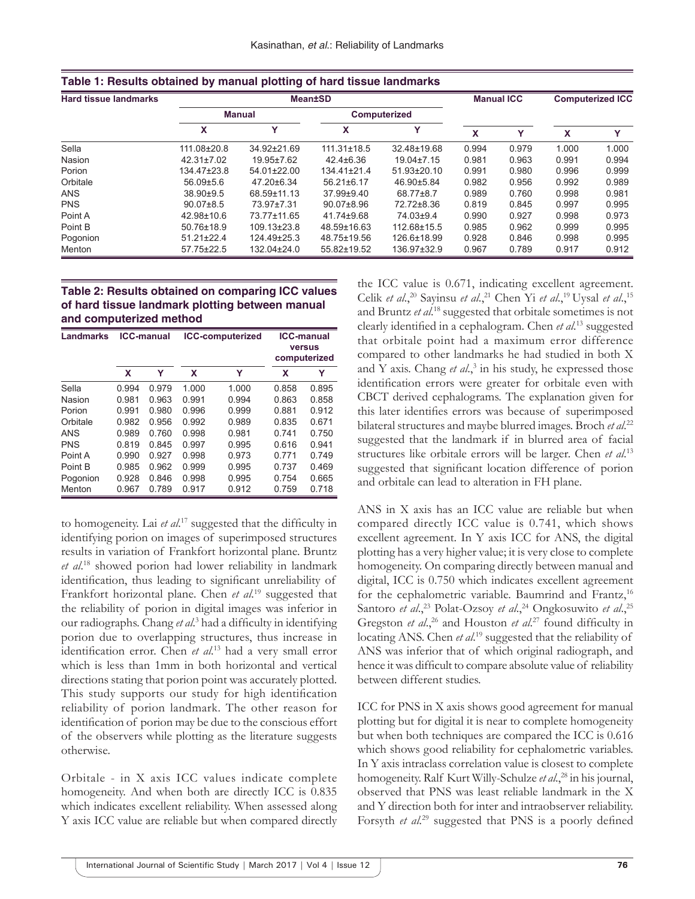**Table 1: Results obtained by manual plotting of hard tissue landmarks**

| Hard tissue landmarks | Mean±SD | | | | Manual ICC | | Computerized ICC | |
|---|---|---|---|---|---|---|---|---|
| | Manual | | Computerized | | | | | |
| | X | Y | X | Y | X | Y | X | Y |
| Sella | 111.08±20.8 | 34.92±21.69 | 111.31±18.5 | 32.48±19.68 | 0.994 | 0.979 | 1.000 | 1.000 |
| Nasion | 42.31±7.02 | 19.95±7.62 | 42.4±6.36 | 19.04±7.15 | 0.981 | 0.963 | 0.991 | 0.994 |
| Porion | 134.47±23.8 | 54.01±22.00 | 134.41±21.4 | 51.93±20.10 | 0.991 | 0.980 | 0.996 | 0.999 |
| Orbitale | 56.09±5.6 | 47.20±6.34 | 56.21±6.17 | 46.90±5.84 | 0.982 | 0.956 | 0.992 | 0.989 |
| ANS | 38.90±9.5 | 68.59±11.13 | 37.99±9.40 | 68.77±8.7 | 0.989 | 0.760 | 0.998 | 0.981 |
| PNS | 90.07±8.5 | 73.97±7.31 | 90.07±8.96 | 72.72±8.36 | 0.819 | 0.845 | 0.997 | 0.995 |
| Point A | 42.98±10.6 | 73.77±11.65 | 41.74±9.68 | 74.03±9.4 | 0.990 | 0.927 | 0.998 | 0.973 |
| Point B | 50.76±18.9 | 109.13±23.8 | 48.59±16.63 | 112.68±15.5 | 0.985 | 0.962 | 0.999 | 0.995 |
| Pogonion | 51.21±22.4 | 124.49±25.3 | 48.75±19.56 | 126.6±18.99 | 0.928 | 0.846 | 0.998 | 0.995 |
| Menton | 57.75±22.5 | 132.04±24.0 | 55.82±19.52 | 136.97±32.9 | 0.967 | 0.789 | 0.917 | 0.912 |

**Table 2: Results obtained on comparing ICC values of hard tissue landmark plotting between manual and computerized method**

| Landmarks | ICC-manual | | ICC-computerized | | ICC-manual versus computerized | |
|---|---|---|---|---|---|---|
| | X | Y | X | Y | X | Y |
| Sella | 0.994 | 0.979 | 1.000 | 1.000 | 0.858 | 0.895 |
| Nasion | 0.981 | 0.963 | 0.991 | 0.994 | 0.863 | 0.858 |
| Porion | 0.991 | 0.980 | 0.996 | 0.999 | 0.881 | 0.912 |
| Orbitale | 0.982 | 0.956 | 0.992 | 0.989 | 0.835 | 0.671 |
| ANS | 0.989 | 0.760 | 0.998 | 0.981 | 0.741 | 0.750 |
| PNS | 0.819 | 0.845 | 0.997 | 0.995 | 0.616 | 0.941 |
| Point A | 0.990 | 0.927 | 0.998 | 0.973 | 0.771 | 0.749 |
| Point B | 0.985 | 0.962 | 0.999 | 0.995 | 0.737 | 0.469 |
| Pogonion | 0.928 | 0.846 | 0.998 | 0.995 | 0.754 | 0.665 |
| Menton | 0.967 | 0.789 | 0.917 | 0.912 | 0.759 | 0.718 |

to homogeneity. Lai *et al*.[17] suggested that the difficulty in identifying porion on images of superimposed structures results in variation of Frankfort horizontal plane. Bruntz *et al*.[18] showed porion had lower reliability in landmark identification, thus leading to significant unreliability of Frankfort horizontal plane. Chen *et al*.[19] suggested that the reliability of porion in digital images was inferior in our radiographs. Chang *et al*.[3] had a difficulty in identifying porion due to overlapping structures, thus increase in identification error. Chen *et al*.[13] had a very small error which is less than 1mm in both horizontal and vertical directions stating that porion point was accurately plotted. This study supports our study for high identification reliability of porion landmark. The other reason for identification of porion may be due to the conscious effort of the observers while plotting as the literature suggests otherwise.

Orbitale - in X axis ICC values indicate complete homogeneity. And when both are directly ICC is 0.835 which indicates excellent reliability. When assessed along Y axis ICC value are reliable but when compared directly the ICC value is 0.671, indicating excellent agreement. Celik *et al*.,[20] Sayinsu *et al*.,[21] Chen Yi *et al*.,[19] Uysal *et al*.,[15] and Bruntz *et al*.[18] suggested that orbitale sometimes is not clearly identified in a cephalogram. Chen *et al*.[13] suggested that orbitale point had a maximum error difference compared to other landmarks he had studied in both X and Y axis. Chang *et al*.,[3] in his study, he expressed those identification errors were greater for orbitale even with CBCT derived cephalograms. The explanation given for this later identifies errors was because of superimposed bilateral structures and maybe blurred images. Broch *et al*.[22] suggested that the landmark if in blurred area of facial structures like orbitale errors will be larger. Chen *et al*.[13] suggested that significant location difference of porion and orbitale can lead to alteration in FH plane.

ANS in X axis has an ICC value are reliable but when compared directly ICC value is 0.741, which shows excellent agreement. In Y axis ICC for ANS, the digital plotting has a very higher value; it is very close to complete homogeneity. On comparing directly between manual and digital, ICC is 0.750 which indicates excellent agreement for the cephalometric variable. Baumrind and Frantz,[16] Santoro *et al*.,[23] Polat-Ozsoy *et al*.,[24] Ongkosuwito *et al*.,[25] Gregston *et al*.,[26] and Houston *et al*.[27] found difficulty in locating ANS. Chen *et al*.[19] suggested that the reliability of ANS was inferior that of which original radiograph, and hence it was difficult to compare absolute value of reliability between different studies.

ICC for PNS in X axis shows good agreement for manual plotting but for digital it is near to complete homogeneity but when both techniques are compared the ICC is 0.616 which shows good reliability for cephalometric variables. In Y axis intraclass correlation value is closest to complete homogeneity. Ralf Kurt Willy-Schulze *et al*.,[28] in his journal, observed that PNS was least reliable landmark in the X and Y direction both for inter and intraobserver reliability. Forsyth *et al*.[29] suggested that PNS is a poorly defined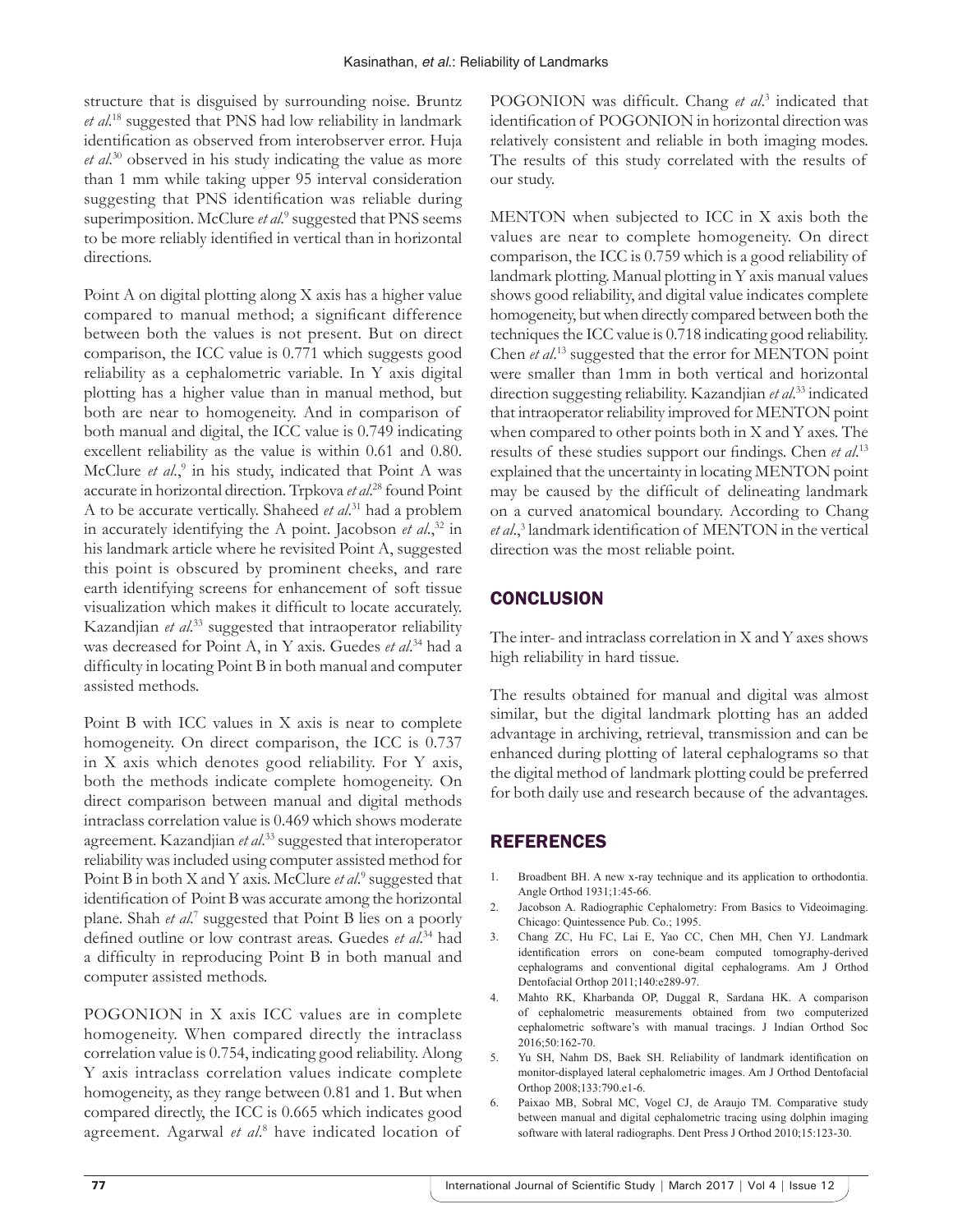structure that is disguised by surrounding noise. Bruntz *et al*.[18] suggested that PNS had low reliability in landmark identification as observed from interobserver error. Huja *et al*.[30] observed in his study indicating the value as more than 1 mm while taking upper 95 interval consideration suggesting that PNS identification was reliable during superimposition. McClure *et al*.[9] suggested that PNS seems to be more reliably identified in vertical than in horizontal directions.

Point A on digital plotting along X axis has a higher value compared to manual method; a significant difference between both the values is not present. But on direct comparison, the ICC value is 0.771 which suggests good reliability as a cephalometric variable. In Y axis digital plotting has a higher value than in manual method, but both are near to homogeneity. And in comparison of both manual and digital, the ICC value is 0.749 indicating excellent reliability as the value is within 0.61 and 0.80. McClure *et al*.,[9] in his study, indicated that Point A was accurate in horizontal direction. Trpkova *et al*.[28] found Point A to be accurate vertically. Shaheed *et al*.[31] had a problem in accurately identifying the A point. Jacobson *et al*.,[32] in his landmark article where he revisited Point A, suggested this point is obscured by prominent cheeks, and rare earth identifying screens for enhancement of soft tissue visualization which makes it difficult to locate accurately. Kazandjian *et al*.[33] suggested that intraoperator reliability was decreased for Point A, in Y axis. Guedes *et al*.[34] had a difficulty in locating Point B in both manual and computer assisted methods.

Point B with ICC values in X axis is near to complete homogeneity. On direct comparison, the ICC is 0.737 in X axis which denotes good reliability. For Y axis, both the methods indicate complete homogeneity. On direct comparison between manual and digital methods intraclass correlation value is 0.469 which shows moderate agreement. Kazandjian *et al*.[33] suggested that interoperator reliability was included using computer assisted method for Point B in both X and Y axis. McClure *et al*.[9] suggested that identification of Point B was accurate among the horizontal plane. Shah *et al*.[7] suggested that Point B lies on a poorly defined outline or low contrast areas. Guedes *et al*.[34] had a difficulty in reproducing Point B in both manual and computer assisted methods.

POGONION in X axis ICC values are in complete homogeneity. When compared directly the intraclass correlation value is 0.754, indicating good reliability. Along Y axis intraclass correlation values indicate complete homogeneity, as they range between 0.81 and 1. But when compared directly, the ICC is 0.665 which indicates good agreement. Agarwal *et al*.[8] have indicated location of POGONION was difficult. Chang *et al*.[3] indicated that identification of POGONION in horizontal direction was relatively consistent and reliable in both imaging modes. The results of this study correlated with the results of our study.

MENTON when subjected to ICC in X axis both the values are near to complete homogeneity. On direct comparison, the ICC is 0.759 which is a good reliability of landmark plotting. Manual plotting in Y axis manual values shows good reliability, and digital value indicates complete homogeneity, but when directly compared between both the techniques the ICC value is 0.718 indicating good reliability. Chen *et al*.[13] suggested that the error for MENTON point were smaller than 1mm in both vertical and horizontal direction suggesting reliability. Kazandjian *et al*.[33] indicated that intraoperator reliability improved for MENTON point when compared to other points both in X and Y axes. The results of these studies support our findings. Chen *et al*.[13] explained that the uncertainty in locating MENTON point may be caused by the difficult of delineating landmark on a curved anatomical boundary. According to Chang *et al*.,[3] landmark identification of MENTON in the vertical direction was the most reliable point.

## CONCLUSION

The inter- and intraclass correlation in X and Y axes shows high reliability in hard tissue.

The results obtained for manual and digital was almost similar, but the digital landmark plotting has an added advantage in archiving, retrieval, transmission and can be enhanced during plotting of lateral cephalograms so that the digital method of landmark plotting could be preferred for both daily use and research because of the advantages.

## REFERENCES

1. Broadbent BH. A new x-ray technique and its application to orthodontia. Angle Orthod 1931;1:45-66.
2. Jacobson A. Radiographic Cephalometry: From Basics to Videoimaging. Chicago: Quintessence Pub. Co.; 1995.
3. Chang ZC, Hu FC, Lai E, Yao CC, Chen MH, Chen YJ. Landmark identification errors on cone-beam computed tomography-derived cephalograms and conventional digital cephalograms. Am J Orthod Dentofacial Orthop 2011;140:e289-97.
4. Mahto RK, Kharbanda OP, Duggal R, Sardana HK. A comparison of cephalometric measurements obtained from two computerized cephalometric software's with manual tracings. J Indian Orthod Soc 2016;50:162-70.
5. Yu SH, Nahm DS, Baek SH. Reliability of landmark identification on monitor-displayed lateral cephalometric images. Am J Orthod Dentofacial Orthop 2008;133:790.e1-6.
6. Paixao MB, Sobral MC, Vogel CJ, de Araujo TM. Comparative study between manual and digital cephalometric tracing using dolphin imaging software with lateral radiographs. Dent Press J Orthod 2010;15:123-30.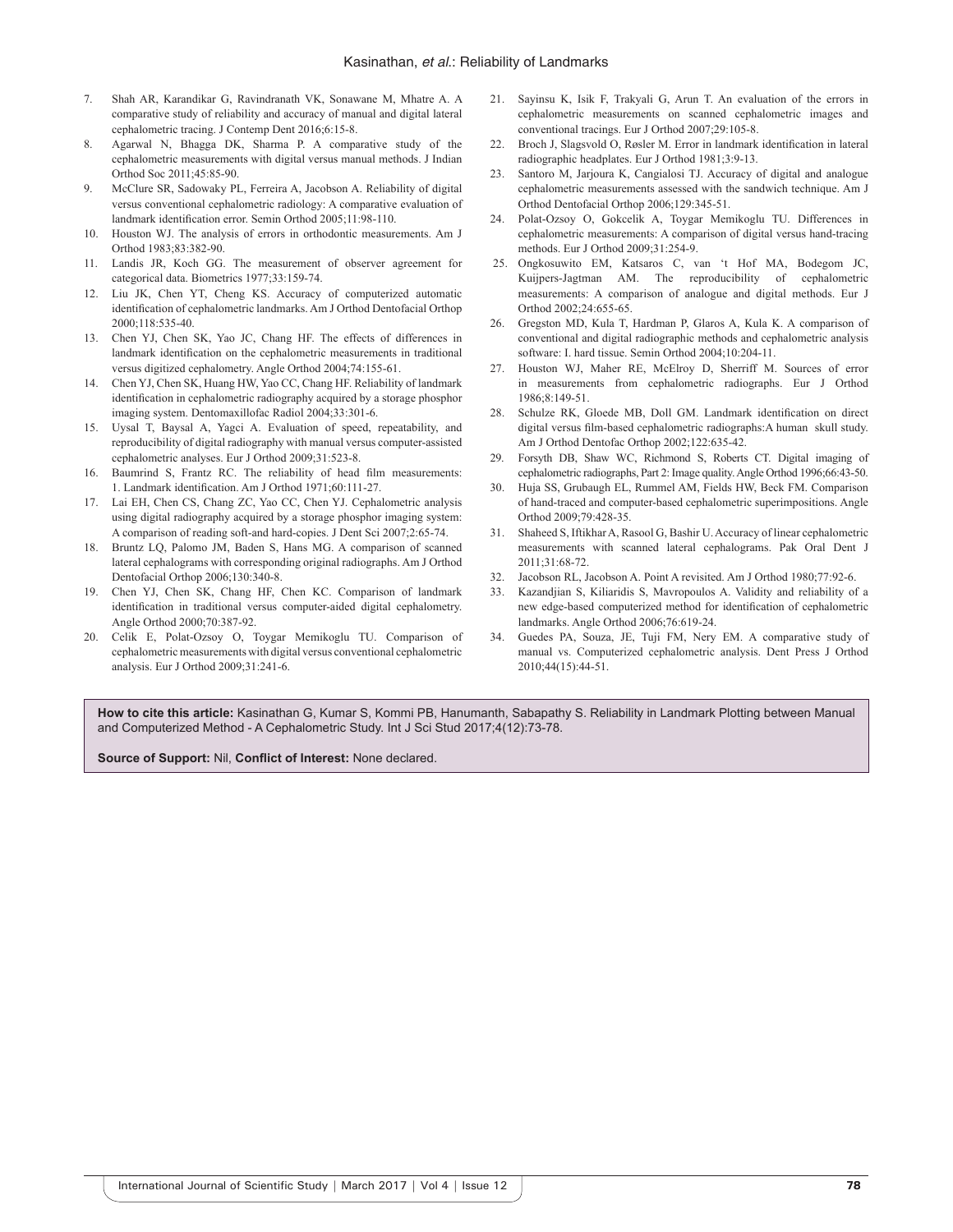7. Shah AR, Karandikar G, Ravindranath VK, Sonawane M, Mhatre A. A comparative study of reliability and accuracy of manual and digital lateral cephalometric tracing. J Contemp Dent 2016;6:15-8.
8. Agarwal N, Bhagga DK, Sharma P. A comparative study of the cephalometric measurements with digital versus manual methods. J Indian Orthod Soc 2011;45:85-90.
9. McClure SR, Sadowaky PL, Ferreira A, Jacobson A. Reliability of digital versus conventional cephalometric radiology: A comparative evaluation of landmark identification error. Semin Orthod 2005;11:98-110.
10. Houston WJ. The analysis of errors in orthodontic measurements. Am J Orthod 1983;83:382-90.
11. Landis JR, Koch GG. The measurement of observer agreement for categorical data. Biometrics 1977;33:159-74.
12. Liu JK, Chen YT, Cheng KS. Accuracy of computerized automatic identification of cephalometric landmarks. Am J Orthod Dentofacial Orthop 2000;118:535-40.
13. Chen YJ, Chen SK, Yao JC, Chang HF. The effects of differences in landmark identification on the cephalometric measurements in traditional versus digitized cephalometry. Angle Orthod 2004;74:155-61.
14. Chen YJ, Chen SK, Huang HW, Yao CC, Chang HF. Reliability of landmark identification in cephalometric radiography acquired by a storage phosphor imaging system. Dentomaxillofac Radiol 2004;33:301-6.
15. Uysal T, Baysal A, Yagci A. Evaluation of speed, repeatability, and reproducibility of digital radiography with manual versus computer-assisted cephalometric analyses. Eur J Orthod 2009;31:523-8.
16. Baumrind S, Frantz RC. The reliability of head film measurements: 1. Landmark identification. Am J Orthod 1971;60:111-27.
17. Lai EH, Chen CS, Chang ZC, Yao CC, Chen YJ. Cephalometric analysis using digital radiography acquired by a storage phosphor imaging system: A comparison of reading soft-and hard-copies. J Dent Sci 2007;2:65-74.
18. Bruntz LQ, Palomo JM, Baden S, Hans MG. A comparison of scanned lateral cephalograms with corresponding original radiographs. Am J Orthod Dentofacial Orthop 2006;130:340-8.
19. Chen YJ, Chen SK, Chang HF, Chen KC. Comparison of landmark identification in traditional versus computer-aided digital cephalometry. Angle Orthod 2000;70:387-92.
20. Celik E, Polat-Ozsoy O, Toygar Memikoglu TU. Comparison of cephalometric measurements with digital versus conventional cephalometric analysis. Eur J Orthod 2009;31:241-6.
21. Sayinsu K, Isik F, Trakyali G, Arun T. An evaluation of the errors in cephalometric measurements on scanned cephalometric images and conventional tracings. Eur J Orthod 2007;29:105-8.
22. Broch J, Slagsvold O, Røsler M. Error in landmark identification in lateral radiographic headplates. Eur J Orthod 1981;3:9-13.
23. Santoro M, Jarjoura K, Cangialosi TJ. Accuracy of digital and analogue cephalometric measurements assessed with the sandwich technique. Am J Orthod Dentofacial Orthop 2006;129:345-51.
24. Polat-Ozsoy O, Gokcelik A, Toygar Memikoglu TU. Differences in cephalometric measurements: A comparison of digital versus hand-tracing methods. Eur J Orthod 2009;31:254-9.
25. Ongkosuwito EM, Katsaros C, van 't Hof MA, Bodegom JC, Kuijpers-Jagtman AM. The reproducibility of cephalometric measurements: A comparison of analogue and digital methods. Eur J Orthod 2002;24:655-65.
26. Gregston MD, Kula T, Hardman P, Glaros A, Kula K. A comparison of conventional and digital radiographic methods and cephalometric analysis software: I. hard tissue. Semin Orthod 2004;10:204-11.
27. Houston WJ, Maher RE, McElroy D, Sherriff M. Sources of error in measurements from cephalometric radiographs. Eur J Orthod 1986;8:149-51.
28. Schulze RK, Gloede MB, Doll GM. Landmark identification on direct digital versus film-based cephalometric radiographs:A human skull study. Am J Orthod Dentofac Orthop 2002;122:635-42.
29. Forsyth DB, Shaw WC, Richmond S, Roberts CT. Digital imaging of cephalometric radiographs, Part 2: Image quality. Angle Orthod 1996;66:43-50.
30. Huja SS, Grubaugh EL, Rummel AM, Fields HW, Beck FM. Comparison of hand-traced and computer-based cephalometric superimpositions. Angle Orthod 2009;79:428-35.
31. Shaheed S, Iftikhar A, Rasool G, Bashir U. Accuracy of linear cephalometric measurements with scanned lateral cephalograms. Pak Oral Dent J 2011;31:68-72.
32. Jacobson RL, Jacobson A. Point A revisited. Am J Orthod 1980;77:92-6.
33. Kazandjian S, Kiliaridis S, Mavropoulos A. Validity and reliability of a new edge-based computerized method for identification of cephalometric landmarks. Angle Orthod 2006;76:619-24.
34. Guedes PA, Souza, JE, Tuji FM, Nery EM. A comparative study of manual vs. Computerized cephalometric analysis. Dent Press J Orthod 2010;44(15):44-51.

**How to cite this article:** Kasinathan G, Kumar S, Kommi PB, Hanumanth, Sabapathy S. Reliability in Landmark Plotting between Manual and Computerized Method - A Cephalometric Study. Int J Sci Stud 2017;4(12):73-78.

**Source of Support:** Nil, **Conflict of Interest:** None declared.